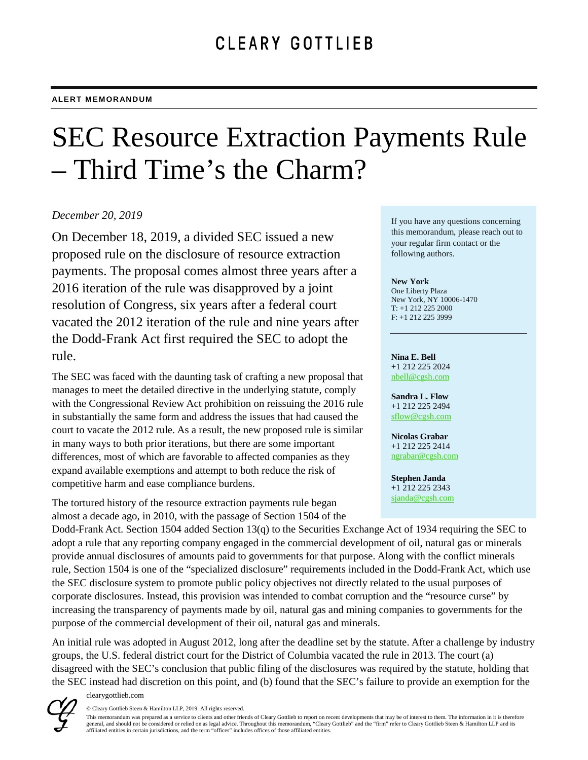CLEARY GOTTLIEB

**ALERT MEMORANDUM**

# SEC Resource Extraction Payments Rule – Third Time's the Charm?

*December 20, 2019*

On December 18, 2019, a divided SEC issued a new proposed rule on the disclosure of resource extraction payments. The proposal comes almost three years after a 2016 iteration of the rule was disapproved by a joint resolution of Congress, six years after a federal court vacated the 2012 iteration of the rule and nine years after the Dodd-Frank Act first required the SEC to adopt the rule.

The SEC was faced with the daunting task of crafting a new proposal that manages to meet the detailed directive in the underlying statute, comply with the Congressional Review Act prohibition on reissuing the 2016 rule in substantially the same form and address the issues that had caused the court to vacate the 2012 rule. As a result, the new proposed rule is similar in many ways to both prior iterations, but there are some important differences, most of which are favorable to affected companies as they expand available exemptions and attempt to both reduce the risk of competitive harm and ease compliance burdens.

If you have any questions concerning this memorandum, please reach out to your regular firm contact or the following authors.

**New York**
One Liberty Plaza
New York, NY 10006-1470
T: +1 212 225 2000
F: +1 212 225 3999

**Nina E. Bell**
+1 212 225 2024
nbell@cgsh.com

**Sandra L. Flow**
+1 212 225 2494
sflow@cgsh.com

**Nicolas Grabar**
+1 212 225 2414
ngrabar@cgsh.com

**Stephen Janda**
+1 212 225 2343
sjanda@cgsh.com

The tortured history of the resource extraction payments rule began almost a decade ago, in 2010, with the passage of Section 1504 of the Dodd-Frank Act. Section 1504 added Section 13(q) to the Securities Exchange Act of 1934 requiring the SEC to adopt a rule that any reporting company engaged in the commercial development of oil, natural gas or minerals provide annual disclosures of amounts paid to governments for that purpose. Along with the conflict minerals rule, Section 1504 is one of the "specialized disclosure" requirements included in the Dodd-Frank Act, which use the SEC disclosure system to promote public policy objectives not directly related to the usual purposes of corporate disclosures. Instead, this provision was intended to combat corruption and the "resource curse" by increasing the transparency of payments made by oil, natural gas and mining companies to governments for the purpose of the commercial development of their oil, natural gas and minerals.

An initial rule was adopted in August 2012, long after the deadline set by the statute. After a challenge by industry groups, the U.S. federal district court for the District of Columbia vacated the rule in 2013. The court (a) disagreed with the SEC's conclusion that public filing of the disclosures was required by the statute, holding that the SEC instead had discretion on this point, and (b) found that the SEC's failure to provide an exemption for the

clearygottlieb.com

© Cleary Gottlieb Steen & Hamilton LLP, 2019. All rights reserved.

This memorandum was prepared as a service to clients and other friends of Cleary Gottlieb to report on recent developments that may be of interest to them. The information in it is therefore general, and should not be considered or relied on as legal advice. Throughout this memorandum, "Cleary Gottlieb" and the "firm" refer to Cleary Gottlieb Steen & Hamilton LLP and its affiliated entities in certain jurisdictions, and the term "offices" includes offices of those affiliated entities.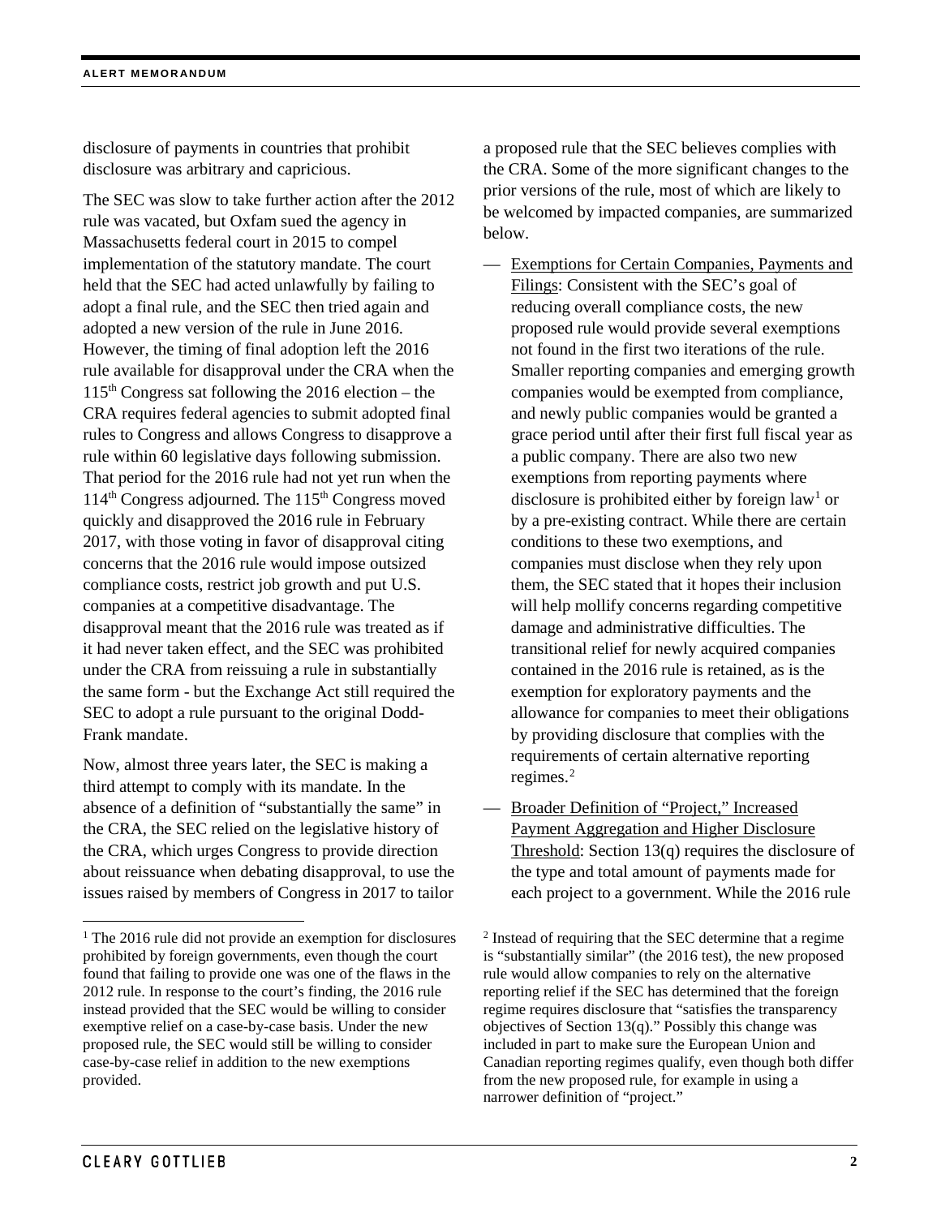disclosure of payments in countries that prohibit disclosure was arbitrary and capricious.

The SEC was slow to take further action after the 2012 rule was vacated, but Oxfam sued the agency in Massachusetts federal court in 2015 to compel implementation of the statutory mandate. The court held that the SEC had acted unlawfully by failing to adopt a final rule, and the SEC then tried again and adopted a new version of the rule in June 2016. However, the timing of final adoption left the 2016 rule available for disapproval under the CRA when the 115th Congress sat following the 2016 election – the CRA requires federal agencies to submit adopted final rules to Congress and allows Congress to disapprove a rule within 60 legislative days following submission. That period for the 2016 rule had not yet run when the 114th Congress adjourned. The 115th Congress moved quickly and disapproved the 2016 rule in February 2017, with those voting in favor of disapproval citing concerns that the 2016 rule would impose outsized compliance costs, restrict job growth and put U.S. companies at a competitive disadvantage. The disapproval meant that the 2016 rule was treated as if it had never taken effect, and the SEC was prohibited under the CRA from reissuing a rule in substantially the same form - but the Exchange Act still required the SEC to adopt a rule pursuant to the original Dodd-Frank mandate.

Now, almost three years later, the SEC is making a third attempt to comply with its mandate. In the absence of a definition of "substantially the same" in the CRA, the SEC relied on the legislative history of the CRA, which urges Congress to provide direction about reissuance when debating disapproval, to use the issues raised by members of Congress in 2017 to tailor a proposed rule that the SEC believes complies with the CRA. Some of the more significant changes to the prior versions of the rule, most of which are likely to be welcomed by impacted companies, are summarized below.

— Exemptions for Certain Companies, Payments and Filings: Consistent with the SEC's goal of reducing overall compliance costs, the new proposed rule would provide several exemptions not found in the first two iterations of the rule. Smaller reporting companies and emerging growth companies would be exempted from compliance, and newly public companies would be granted a grace period until after their first full fiscal year as a public company. There are also two new exemptions from reporting payments where disclosure is prohibited either by foreign law[1] or by a pre-existing contract. While there are certain conditions to these two exemptions, and companies must disclose when they rely upon them, the SEC stated that it hopes their inclusion will help mollify concerns regarding competitive damage and administrative difficulties. The transitional relief for newly acquired companies contained in the 2016 rule is retained, as is the exemption for exploratory payments and the allowance for companies to meet their obligations by providing disclosure that complies with the requirements of certain alternative reporting regimes.[2]

— Broader Definition of "Project," Increased Payment Aggregation and Higher Disclosure Threshold: Section 13(q) requires the disclosure of the type and total amount of payments made for each project to a government. While the 2016 rule

[1] The 2016 rule did not provide an exemption for disclosures prohibited by foreign governments, even though the court found that failing to provide one was one of the flaws in the 2012 rule. In response to the court's finding, the 2016 rule instead provided that the SEC would be willing to consider exemptive relief on a case-by-case basis. Under the new proposed rule, the SEC would still be willing to consider case-by-case relief in addition to the new exemptions provided.

[2] Instead of requiring that the SEC determine that a regime is "substantially similar" (the 2016 test), the new proposed rule would allow companies to rely on the alternative reporting relief if the SEC has determined that the foreign regime requires disclosure that "satisfies the transparency objectives of Section 13(q)." Possibly this change was included in part to make sure the European Union and Canadian reporting regimes qualify, even though both differ from the new proposed rule, for example in using a narrower definition of "project."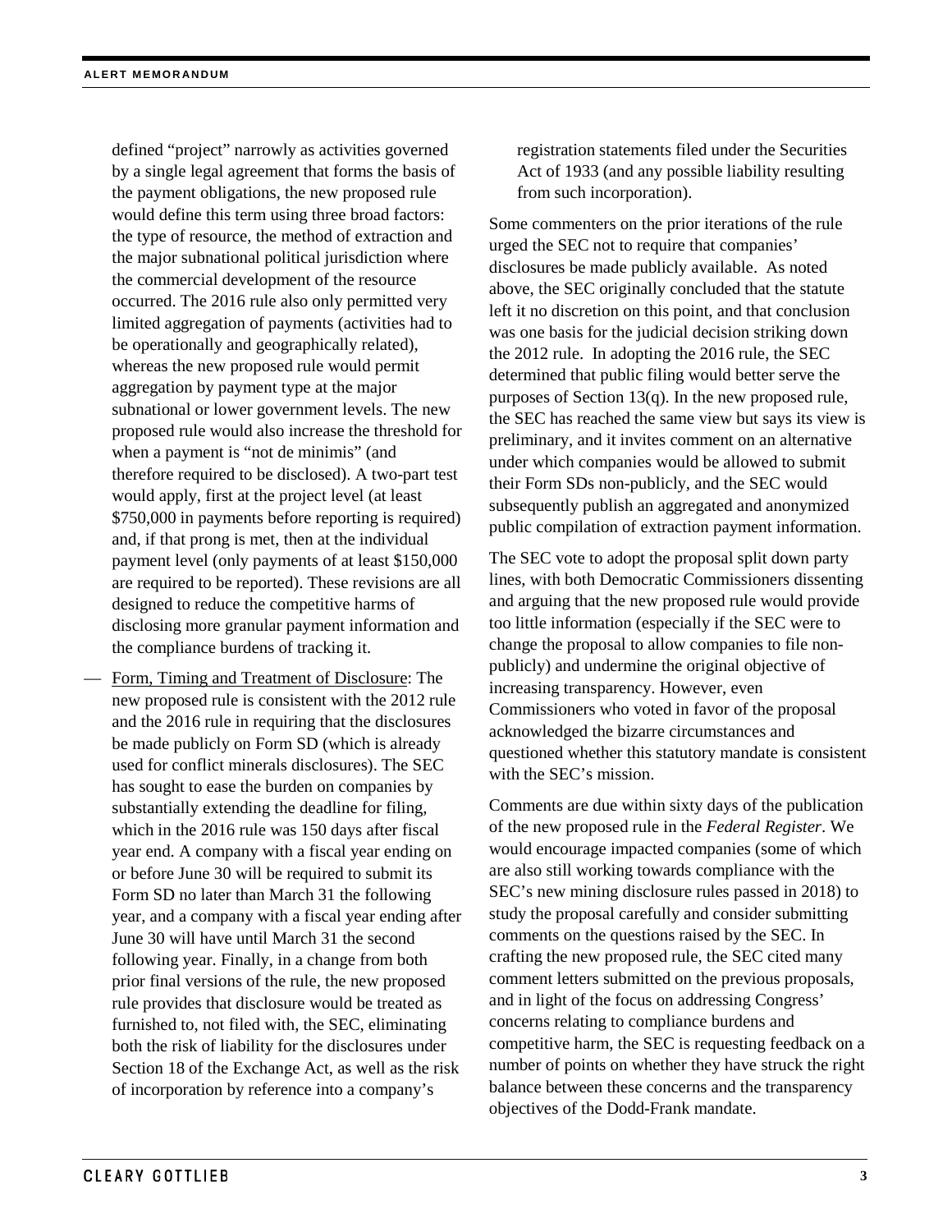defined "project" narrowly as activities governed by a single legal agreement that forms the basis of the payment obligations, the new proposed rule would define this term using three broad factors: the type of resource, the method of extraction and the major subnational political jurisdiction where the commercial development of the resource occurred. The 2016 rule also only permitted very limited aggregation of payments (activities had to be operationally and geographically related), whereas the new proposed rule would permit aggregation by payment type at the major subnational or lower government levels. The new proposed rule would also increase the threshold for when a payment is "not de minimis" (and therefore required to be disclosed). A two-part test would apply, first at the project level (at least \$750,000 in payments before reporting is required) and, if that prong is met, then at the individual payment level (only payments of at least \$150,000 are required to be reported). These revisions are all designed to reduce the competitive harms of disclosing more granular payment information and the compliance burdens of tracking it.

— Form, Timing and Treatment of Disclosure: The new proposed rule is consistent with the 2012 rule and the 2016 rule in requiring that the disclosures be made publicly on Form SD (which is already used for conflict minerals disclosures). The SEC has sought to ease the burden on companies by substantially extending the deadline for filing, which in the 2016 rule was 150 days after fiscal year end. A company with a fiscal year ending on or before June 30 will be required to submit its Form SD no later than March 31 the following year, and a company with a fiscal year ending after June 30 will have until March 31 the second following year. Finally, in a change from both prior final versions of the rule, the new proposed rule provides that disclosure would be treated as furnished to, not filed with, the SEC, eliminating both the risk of liability for the disclosures under Section 18 of the Exchange Act, as well as the risk of incorporation by reference into a company's registration statements filed under the Securities Act of 1933 (and any possible liability resulting from such incorporation).

Some commenters on the prior iterations of the rule urged the SEC not to require that companies' disclosures be made publicly available. As noted above, the SEC originally concluded that the statute left it no discretion on this point, and that conclusion was one basis for the judicial decision striking down the 2012 rule. In adopting the 2016 rule, the SEC determined that public filing would better serve the purposes of Section 13(q). In the new proposed rule, the SEC has reached the same view but says its view is preliminary, and it invites comment on an alternative under which companies would be allowed to submit their Form SDs non-publicly, and the SEC would subsequently publish an aggregated and anonymized public compilation of extraction payment information.

The SEC vote to adopt the proposal split down party lines, with both Democratic Commissioners dissenting and arguing that the new proposed rule would provide too little information (especially if the SEC were to change the proposal to allow companies to file non-publicly) and undermine the original objective of increasing transparency. However, even Commissioners who voted in favor of the proposal acknowledged the bizarre circumstances and questioned whether this statutory mandate is consistent with the SEC's mission.

Comments are due within sixty days of the publication of the new proposed rule in the *Federal Register*. We would encourage impacted companies (some of which are also still working towards compliance with the SEC's new mining disclosure rules passed in 2018) to study the proposal carefully and consider submitting comments on the questions raised by the SEC. In crafting the new proposed rule, the SEC cited many comment letters submitted on the previous proposals, and in light of the focus on addressing Congress' concerns relating to compliance burdens and competitive harm, the SEC is requesting feedback on a number of points on whether they have struck the right balance between these concerns and the transparency objectives of the Dodd-Frank mandate.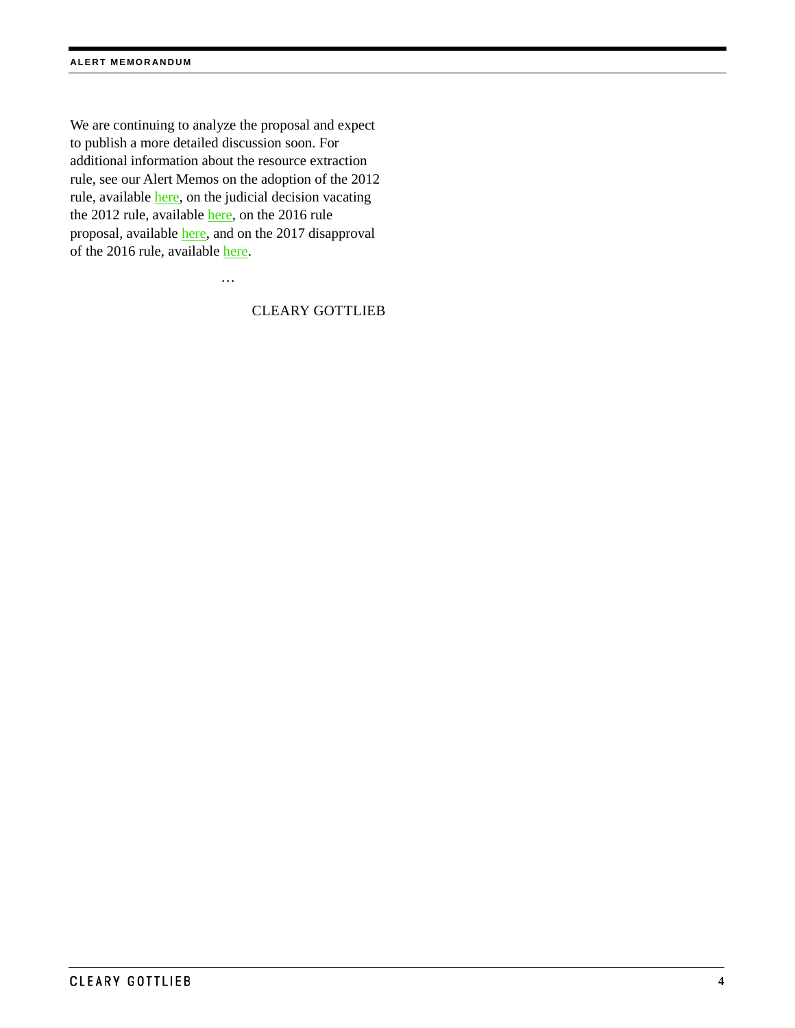We are continuing to analyze the proposal and expect to publish a more detailed discussion soon. For additional information about the resource extraction rule, see our Alert Memos on the adoption of the 2012 rule, available here, on the judicial decision vacating the 2012 rule, available here, on the 2016 rule proposal, available here, and on the 2017 disapproval of the 2016 rule, available here.

…

CLEARY GOTTLIEB